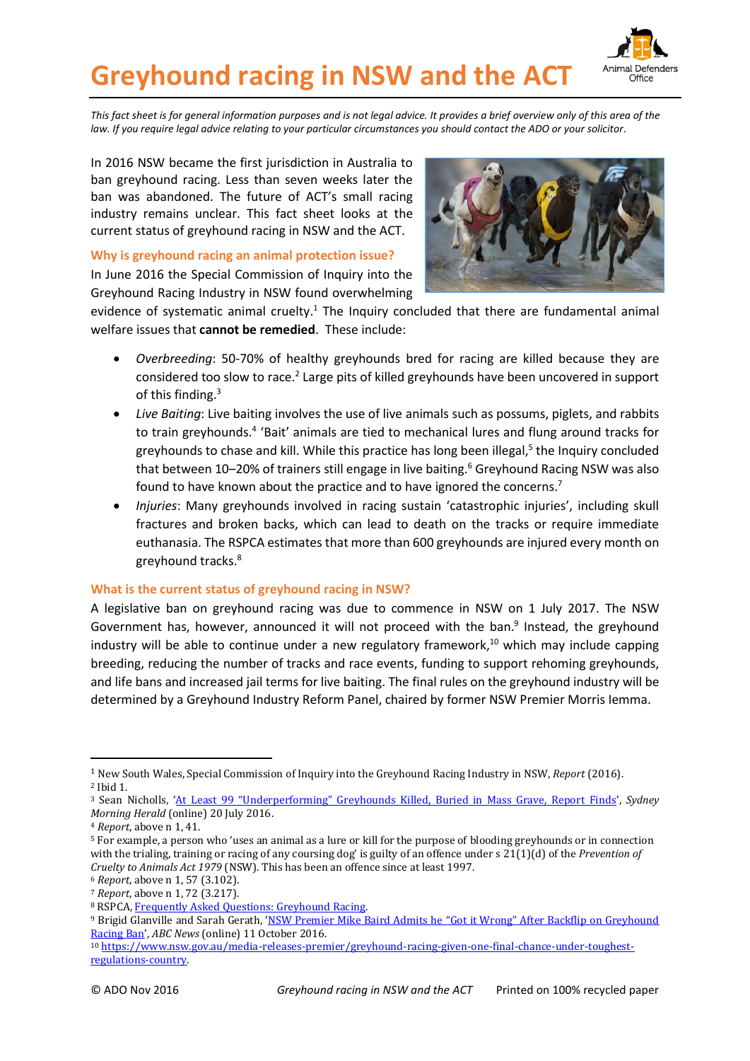# Greyhound racing in NSW and the ACT

Animal Defenders Office

*This fact sheet is for general information purposes and is not legal advice. It provides a brief overview only of this area of the law. If you require legal advice relating to your particular circumstances you should contact the ADO or your solicitor.*

In 2016 NSW became the first jurisdiction in Australia to ban greyhound racing. Less than seven weeks later the ban was abandoned. The future of ACT's small racing industry remains unclear. This fact sheet looks at the current status of greyhound racing in NSW and the ACT.

## Why is greyhound racing an animal protection issue?

In June 2016 the Special Commission of Inquiry into the Greyhound Racing Industry in NSW found overwhelming evidence of systematic animal cruelty.[1] The Inquiry concluded that there are fundamental animal welfare issues that **cannot be remedied**. These include:

- *Overbreeding*: 50-70% of healthy greyhounds bred for racing are killed because they are considered too slow to race.[2] Large pits of killed greyhounds have been uncovered in support of this finding.[3]
- *Live Baiting*: Live baiting involves the use of live animals such as possums, piglets, and rabbits to train greyhounds.[4] 'Bait' animals are tied to mechanical lures and flung around tracks for greyhounds to chase and kill. While this practice has long been illegal,[5] the Inquiry concluded that between 10–20% of trainers still engage in live baiting.[6] Greyhound Racing NSW was also found to have known about the practice and to have ignored the concerns.[7]
- *Injuries*: Many greyhounds involved in racing sustain 'catastrophic injuries', including skull fractures and broken backs, which can lead to death on the tracks or require immediate euthanasia. The RSPCA estimates that more than 600 greyhounds are injured every month on greyhound tracks.[8]

## What is the current status of greyhound racing in NSW?

A legislative ban on greyhound racing was due to commence in NSW on 1 July 2017. The NSW Government has, however, announced it will not proceed with the ban.[9] Instead, the greyhound industry will be able to continue under a new regulatory framework,[10] which may include capping breeding, reducing the number of tracks and race events, funding to support rehoming greyhounds, and life bans and increased jail terms for live baiting. The final rules on the greyhound industry will be determined by a Greyhound Industry Reform Panel, chaired by former NSW Premier Morris Iemma.

---

[1] New South Wales, Special Commission of Inquiry into the Greyhound Racing Industry in NSW, *Report* (2016).

[2] Ibid 1.

[3] Sean Nicholls, 'At Least 99 "Underperforming" Greyhounds Killed, Buried in Mass Grave, Report Finds', *Sydney Morning Herald* (online) 20 July 2016.

[4] *Report*, above n 1, 41.

[5] For example, a person who 'uses an animal as a lure or kill for the purpose of blooding greyhounds or in connection with the trialing, training or racing of any coursing dog' is guilty of an offence under s 21(1)(d) of the *Prevention of Cruelty to Animals Act 1979* (NSW). This has been an offence since at least 1997.

[6] *Report*, above n 1, 57 (3.102).

[7] *Report*, above n 1, 72 (3.217).

[8] RSPCA, Frequently Asked Questions: Greyhound Racing.

[9] Brigid Glanville and Sarah Gerath, 'NSW Premier Mike Baird Admits he "Got it Wrong" After Backflip on Greyhound Racing Ban', *ABC News* (online) 11 October 2016.

[10] https://www.nsw.gov.au/media-releases-premier/greyhound-racing-given-one-final-chance-under-toughest-regulations-country.

© ADO Nov 2016 Printed on 100% recycled paper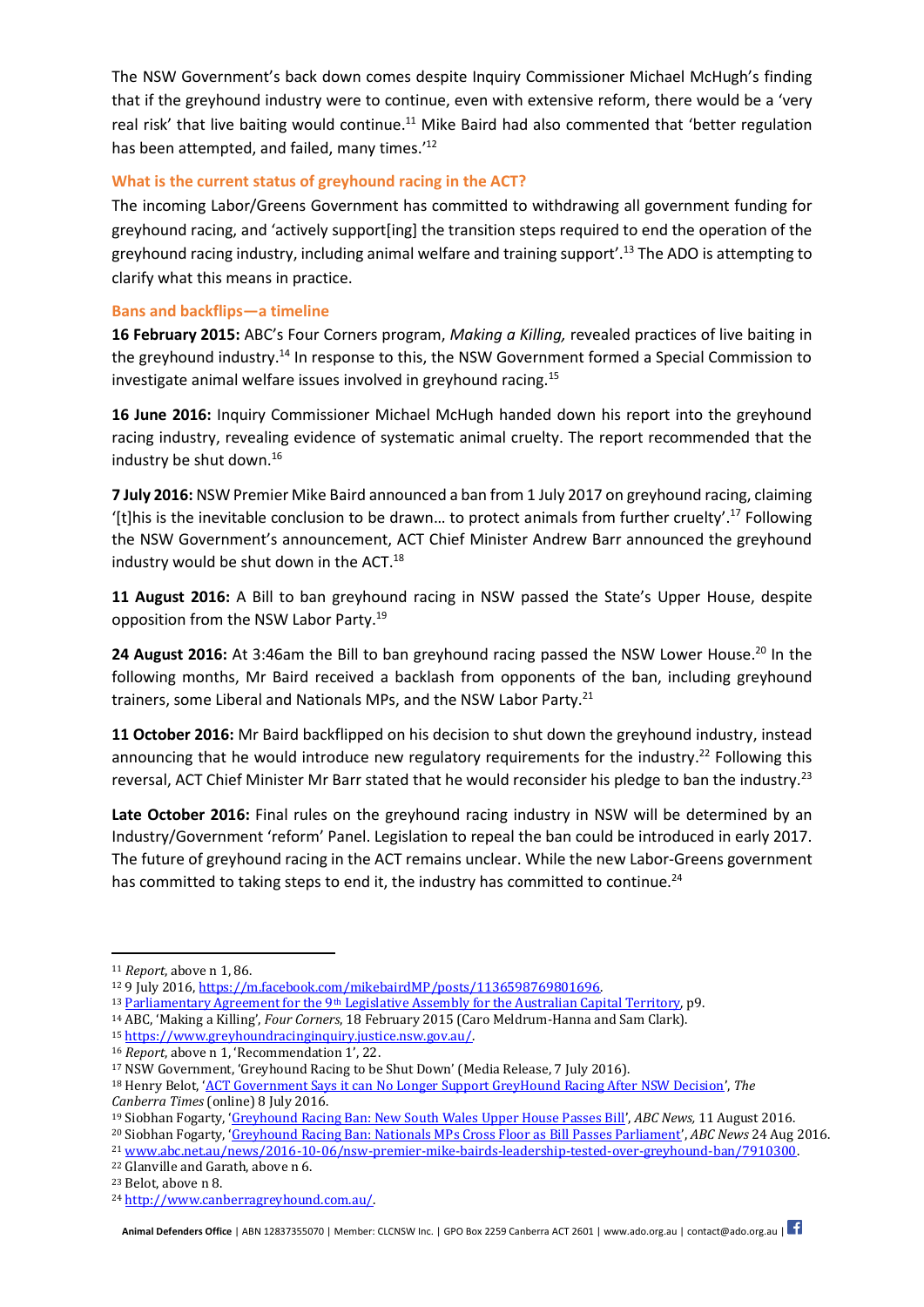The NSW Government's back down comes despite Inquiry Commissioner Michael McHugh's finding that if the greyhound industry were to continue, even with extensive reform, there would be a 'very real risk' that live baiting would continue.[11] Mike Baird had also commented that 'better regulation has been attempted, and failed, many times.'[12]

### What is the current status of greyhound racing in the ACT?

The incoming Labor/Greens Government has committed to withdrawing all government funding for greyhound racing, and 'actively support[ing] the transition steps required to end the operation of the greyhound racing industry, including animal welfare and training support'.[13] The ADO is attempting to clarify what this means in practice.

### Bans and backflips—a timeline

**16 February 2015:** ABC's Four Corners program, *Making a Killing,* revealed practices of live baiting in the greyhound industry.[14] In response to this, the NSW Government formed a Special Commission to investigate animal welfare issues involved in greyhound racing.[15]

**16 June 2016:** Inquiry Commissioner Michael McHugh handed down his report into the greyhound racing industry, revealing evidence of systematic animal cruelty. The report recommended that the industry be shut down.[16]

**7 July 2016:** NSW Premier Mike Baird announced a ban from 1 July 2017 on greyhound racing, claiming '[t]his is the inevitable conclusion to be drawn… to protect animals from further cruelty'.[17] Following the NSW Government's announcement, ACT Chief Minister Andrew Barr announced the greyhound industry would be shut down in the ACT.[18]

**11 August 2016:** A Bill to ban greyhound racing in NSW passed the State's Upper House, despite opposition from the NSW Labor Party.[19]

**24 August 2016:** At 3:46am the Bill to ban greyhound racing passed the NSW Lower House.[20] In the following months, Mr Baird received a backlash from opponents of the ban, including greyhound trainers, some Liberal and Nationals MPs, and the NSW Labor Party.[21]

**11 October 2016:** Mr Baird backflipped on his decision to shut down the greyhound industry, instead announcing that he would introduce new regulatory requirements for the industry.[22] Following this reversal, ACT Chief Minister Mr Barr stated that he would reconsider his pledge to ban the industry.[23]

**Late October 2016:** Final rules on the greyhound racing industry in NSW will be determined by an Industry/Government 'reform' Panel. Legislation to repeal the ban could be introduced in early 2017. The future of greyhound racing in the ACT remains unclear. While the new Labor-Greens government has committed to taking steps to end it, the industry has committed to continue.[24]

---

[11] *Report*, above n 1, 86.

[12] 9 July 2016, https://m.facebook.com/mikebairdMP/posts/1136598769801696.

[13] Parliamentary Agreement for the 9th Legislative Assembly for the Australian Capital Territory, p9.

[14] ABC, 'Making a Killing', *Four Corners*, 18 February 2015 (Caro Meldrum-Hanna and Sam Clark).

[15] https://www.greyhoundracinginquiry.justice.nsw.gov.au/.

[16] *Report*, above n 1, 'Recommendation 1', 22.

[17] NSW Government, 'Greyhound Racing to be Shut Down' (Media Release, 7 July 2016).

[18] Henry Belot, 'ACT Government Says it can No Longer Support GreyHound Racing After NSW Decision', *The Canberra Times* (online) 8 July 2016.

[19] Siobhan Fogarty, 'Greyhound Racing Ban: New South Wales Upper House Passes Bill', *ABC News,* 11 August 2016.

[20] Siobhan Fogarty, 'Greyhound Racing Ban: Nationals MPs Cross Floor as Bill Passes Parliament', *ABC News* 24 Aug 2016.

[21] www.abc.net.au/news/2016-10-06/nsw-premier-mike-bairds-leadership-tested-over-greyhound-ban/7910300.

[22] Glanville and Garath, above n 6.

[23] Belot, above n 8.

[24] http://www.canberragreyhound.com.au/.